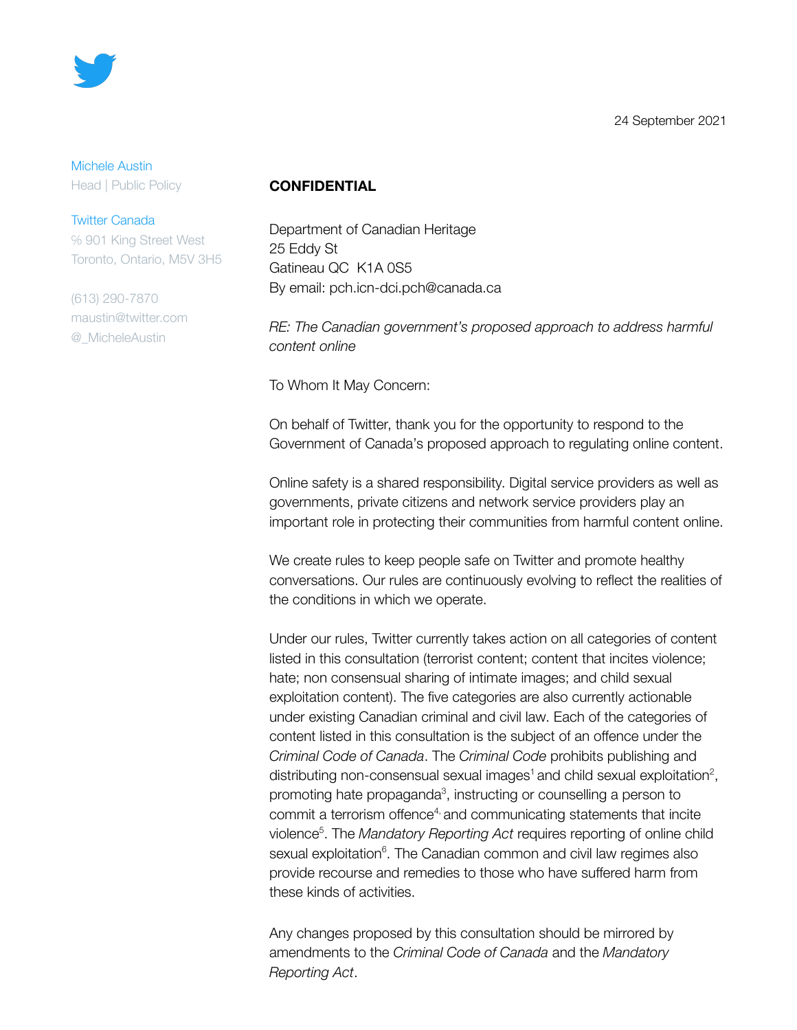24 September 2021

Michele Austin
Head | Public Policy

Twitter Canada
℅ 901 King Street West
Toronto, Ontario, M5V 3H5

(613) 290-7870
maustin@twitter.com
@_MicheleAustin

**CONFIDENTIAL**

Department of Canadian Heritage
25 Eddy St
Gatineau QC K1A 0S5
By email: pch.icn-dci.pch@canada.ca

*RE: The Canadian government's proposed approach to address harmful content online*

To Whom It May Concern:

On behalf of Twitter, thank you for the opportunity to respond to the Government of Canada's proposed approach to regulating online content.

Online safety is a shared responsibility. Digital service providers as well as governments, private citizens and network service providers play an important role in protecting their communities from harmful content online.

We create rules to keep people safe on Twitter and promote healthy conversations. Our rules are continuously evolving to reflect the realities of the conditions in which we operate.

Under our rules, Twitter currently takes action on all categories of content listed in this consultation (terrorist content; content that incites violence; hate; non consensual sharing of intimate images; and child sexual exploitation content). The five categories are also currently actionable under existing Canadian criminal and civil law. Each of the categories of content listed in this consultation is the subject of an offence under the *Criminal Code of Canada*. The *Criminal Code* prohibits publishing and distributing non-consensual sexual images[1] and child sexual exploitation[2], promoting hate propaganda[3], instructing or counselling a person to commit a terrorism offence[4] and communicating statements that incite violence[5]. The *Mandatory Reporting Act* requires reporting of online child sexual exploitation[6]. The Canadian common and civil law regimes also provide recourse and remedies to those who have suffered harm from these kinds of activities.

Any changes proposed by this consultation should be mirrored by amendments to the *Criminal Code of Canada* and the *Mandatory Reporting Act*.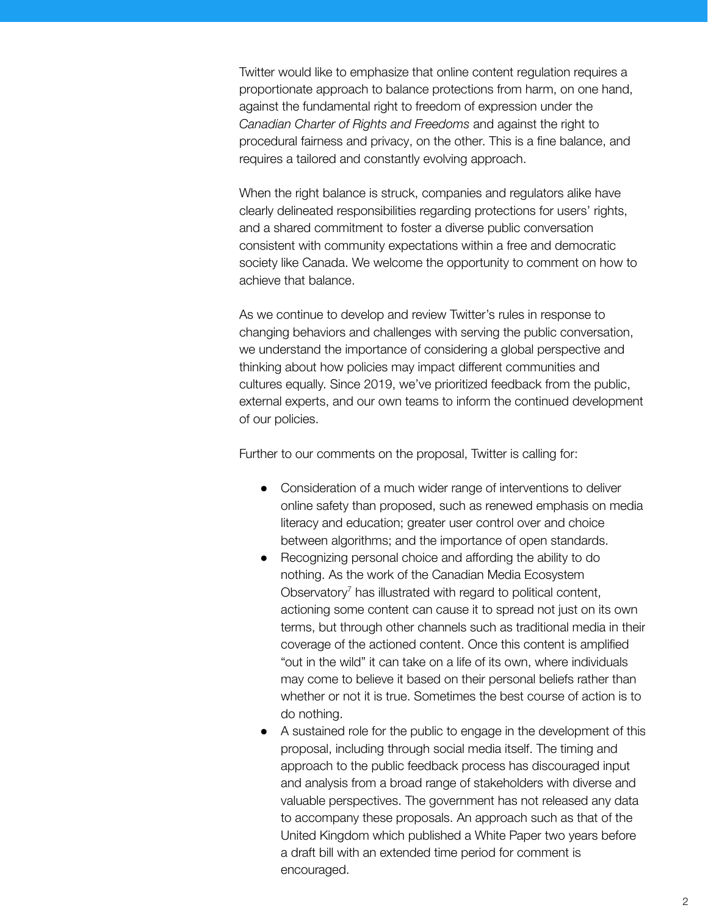Twitter would like to emphasize that online content regulation requires a proportionate approach to balance protections from harm, on one hand, against the fundamental right to freedom of expression under the *Canadian Charter of Rights and Freedoms* and against the right to procedural fairness and privacy, on the other. This is a fine balance, and requires a tailored and constantly evolving approach.

When the right balance is struck, companies and regulators alike have clearly delineated responsibilities regarding protections for users' rights, and a shared commitment to foster a diverse public conversation consistent with community expectations within a free and democratic society like Canada. We welcome the opportunity to comment on how to achieve that balance.

As we continue to develop and review Twitter's rules in response to changing behaviors and challenges with serving the public conversation, we understand the importance of considering a global perspective and thinking about how policies may impact different communities and cultures equally. Since 2019, we've prioritized feedback from the public, external experts, and our own teams to inform the continued development of our policies.

Further to our comments on the proposal, Twitter is calling for:

- Consideration of a much wider range of interventions to deliver online safety than proposed, such as renewed emphasis on media literacy and education; greater user control over and choice between algorithms; and the importance of open standards.
- Recognizing personal choice and affording the ability to do nothing. As the work of the Canadian Media Ecosystem Observatory[7] has illustrated with regard to political content, actioning some content can cause it to spread not just on its own terms, but through other channels such as traditional media in their coverage of the actioned content. Once this content is amplified "out in the wild" it can take on a life of its own, where individuals may come to believe it based on their personal beliefs rather than whether or not it is true. Sometimes the best course of action is to do nothing.
- A sustained role for the public to engage in the development of this proposal, including through social media itself. The timing and approach to the public feedback process has discouraged input and analysis from a broad range of stakeholders with diverse and valuable perspectives. The government has not released any data to accompany these proposals. An approach such as that of the United Kingdom which published a White Paper two years before a draft bill with an extended time period for comment is encouraged.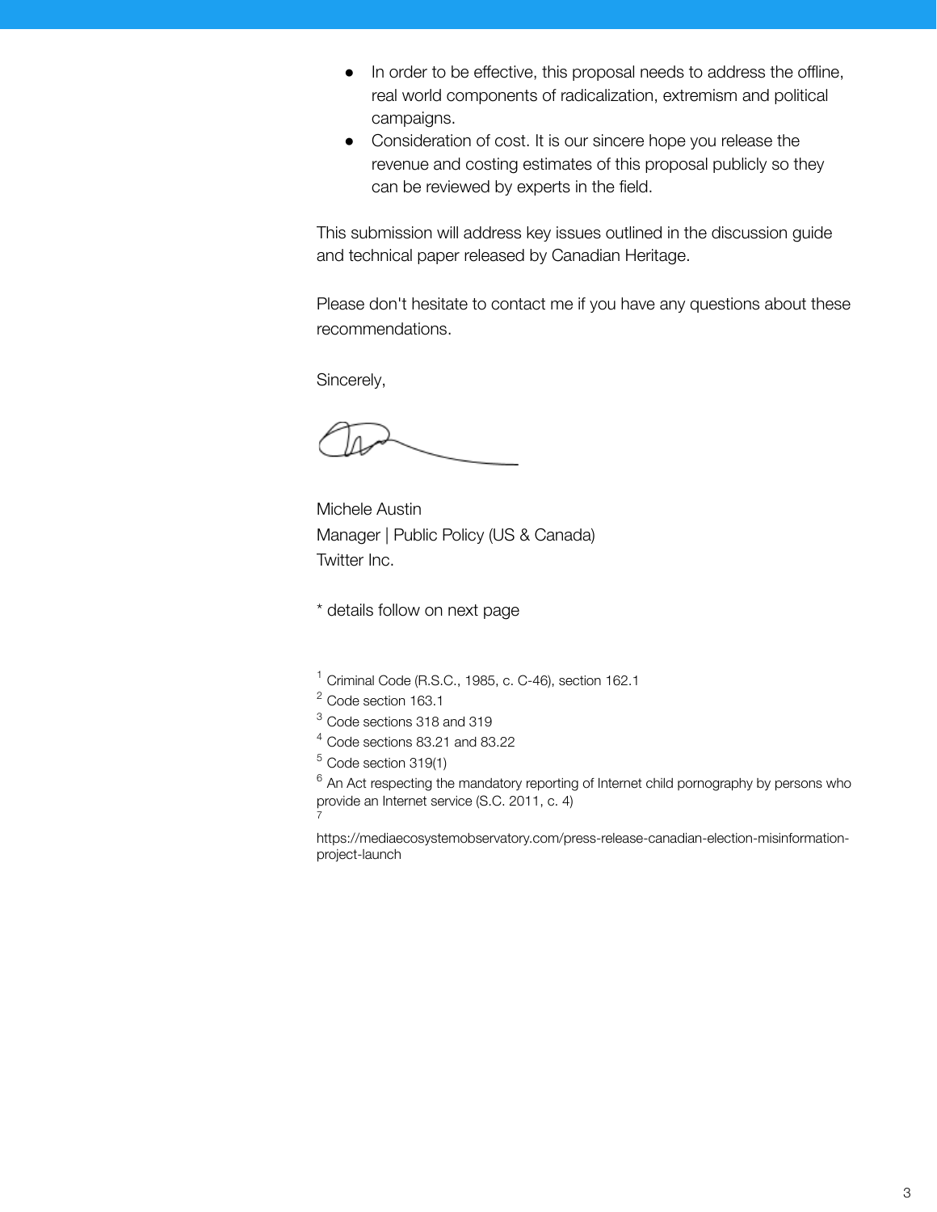- In order to be effective, this proposal needs to address the offline, real world components of radicalization, extremism and political campaigns.
- Consideration of cost. It is our sincere hope you release the revenue and costing estimates of this proposal publicly so they can be reviewed by experts in the field.

This submission will address key issues outlined in the discussion guide and technical paper released by Canadian Heritage.

Please don't hesitate to contact me if you have any questions about these recommendations.

Sincerely,

Michele Austin
Manager | Public Policy (US & Canada)
Twitter Inc.

* details follow on next page

[1] Criminal Code (R.S.C., 1985, c. C-46), section 162.1
[2] Code section 163.1
[3] Code sections 318 and 319
[4] Code sections 83.21 and 83.22
[5] Code section 319(1)
[6] An Act respecting the mandatory reporting of Internet child pornography by persons who provide an Internet service (S.C. 2011, c. 4)
[7] https://mediaecosystemobservatory.com/press-release-canadian-election-misinformation-project-launch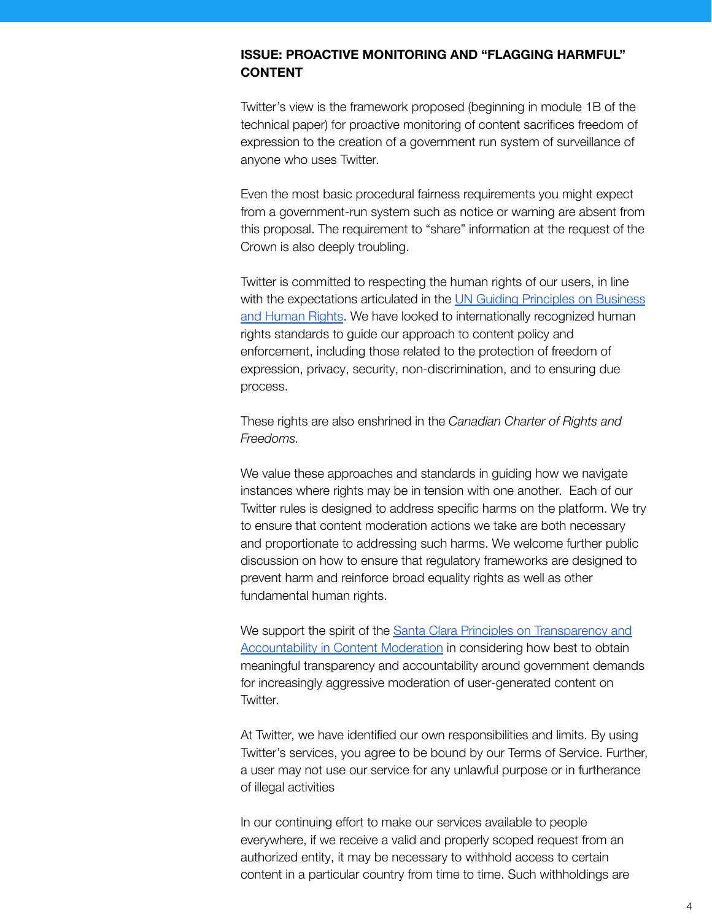## ISSUE: PROACTIVE MONITORING AND "FLAGGING HARMFUL" CONTENT

Twitter's view is the framework proposed (beginning in module 1B of the technical paper) for proactive monitoring of content sacrifices freedom of expression to the creation of a government run system of surveillance of anyone who uses Twitter.

Even the most basic procedural fairness requirements you might expect from a government-run system such as notice or warning are absent from this proposal. The requirement to "share" information at the request of the Crown is also deeply troubling.

Twitter is committed to respecting the human rights of our users, in line with the expectations articulated in the UN Guiding Principles on Business and Human Rights. We have looked to internationally recognized human rights standards to guide our approach to content policy and enforcement, including those related to the protection of freedom of expression, privacy, security, non-discrimination, and to ensuring due process.

These rights are also enshrined in the *Canadian Charter of Rights and Freedoms.*

We value these approaches and standards in guiding how we navigate instances where rights may be in tension with one another. Each of our Twitter rules is designed to address specific harms on the platform. We try to ensure that content moderation actions we take are both necessary and proportionate to addressing such harms. We welcome further public discussion on how to ensure that regulatory frameworks are designed to prevent harm and reinforce broad equality rights as well as other fundamental human rights.

We support the spirit of the Santa Clara Principles on Transparency and Accountability in Content Moderation in considering how best to obtain meaningful transparency and accountability around government demands for increasingly aggressive moderation of user-generated content on Twitter.

At Twitter, we have identified our own responsibilities and limits. By using Twitter's services, you agree to be bound by our Terms of Service. Further, a user may not use our service for any unlawful purpose or in furtherance of illegal activities

In our continuing effort to make our services available to people everywhere, if we receive a valid and properly scoped request from an authorized entity, it may be necessary to withhold access to certain content in a particular country from time to time. Such withholdings are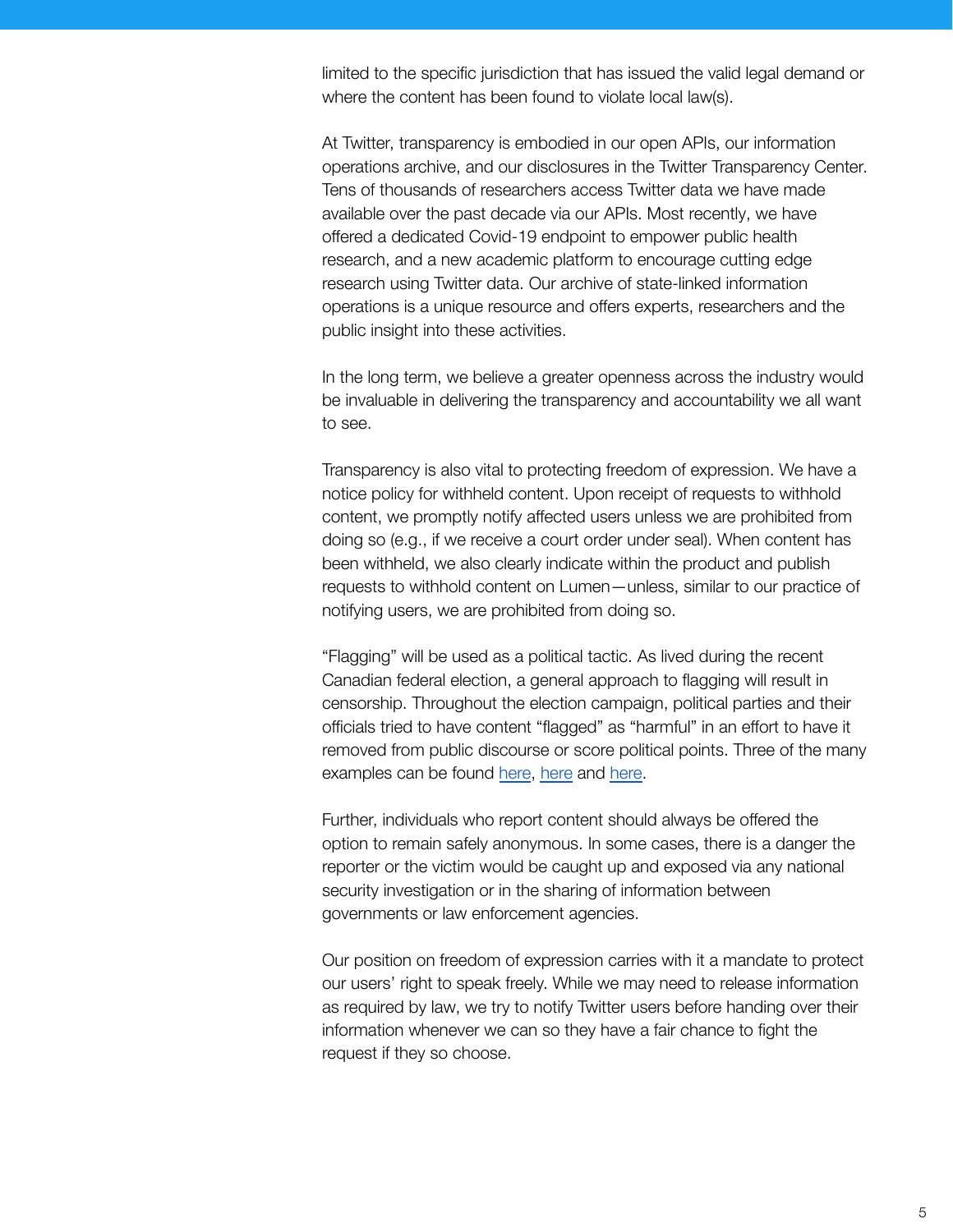limited to the specific jurisdiction that has issued the valid legal demand or where the content has been found to violate local law(s).

At Twitter, transparency is embodied in our open APIs, our information operations archive, and our disclosures in the Twitter Transparency Center. Tens of thousands of researchers access Twitter data we have made available over the past decade via our APIs. Most recently, we have offered a dedicated Covid-19 endpoint to empower public health research, and a new academic platform to encourage cutting edge research using Twitter data. Our archive of state-linked information operations is a unique resource and offers experts, researchers and the public insight into these activities.

In the long term, we believe a greater openness across the industry would be invaluable in delivering the transparency and accountability we all want to see.

Transparency is also vital to protecting freedom of expression. We have a notice policy for withheld content. Upon receipt of requests to withhold content, we promptly notify affected users unless we are prohibited from doing so (e.g., if we receive a court order under seal). When content has been withheld, we also clearly indicate within the product and publish requests to withhold content on Lumen—unless, similar to our practice of notifying users, we are prohibited from doing so.

"Flagging" will be used as a political tactic. As lived during the recent Canadian federal election, a general approach to flagging will result in censorship. Throughout the election campaign, political parties and their officials tried to have content "flagged" as "harmful" in an effort to have it removed from public discourse or score political points. Three of the many examples can be found here, here and here.

Further, individuals who report content should always be offered the option to remain safely anonymous. In some cases, there is a danger the reporter or the victim would be caught up and exposed via any national security investigation or in the sharing of information between governments or law enforcement agencies.

Our position on freedom of expression carries with it a mandate to protect our users' right to speak freely. While we may need to release information as required by law, we try to notify Twitter users before handing over their information whenever we can so they have a fair chance to fight the request if they so choose.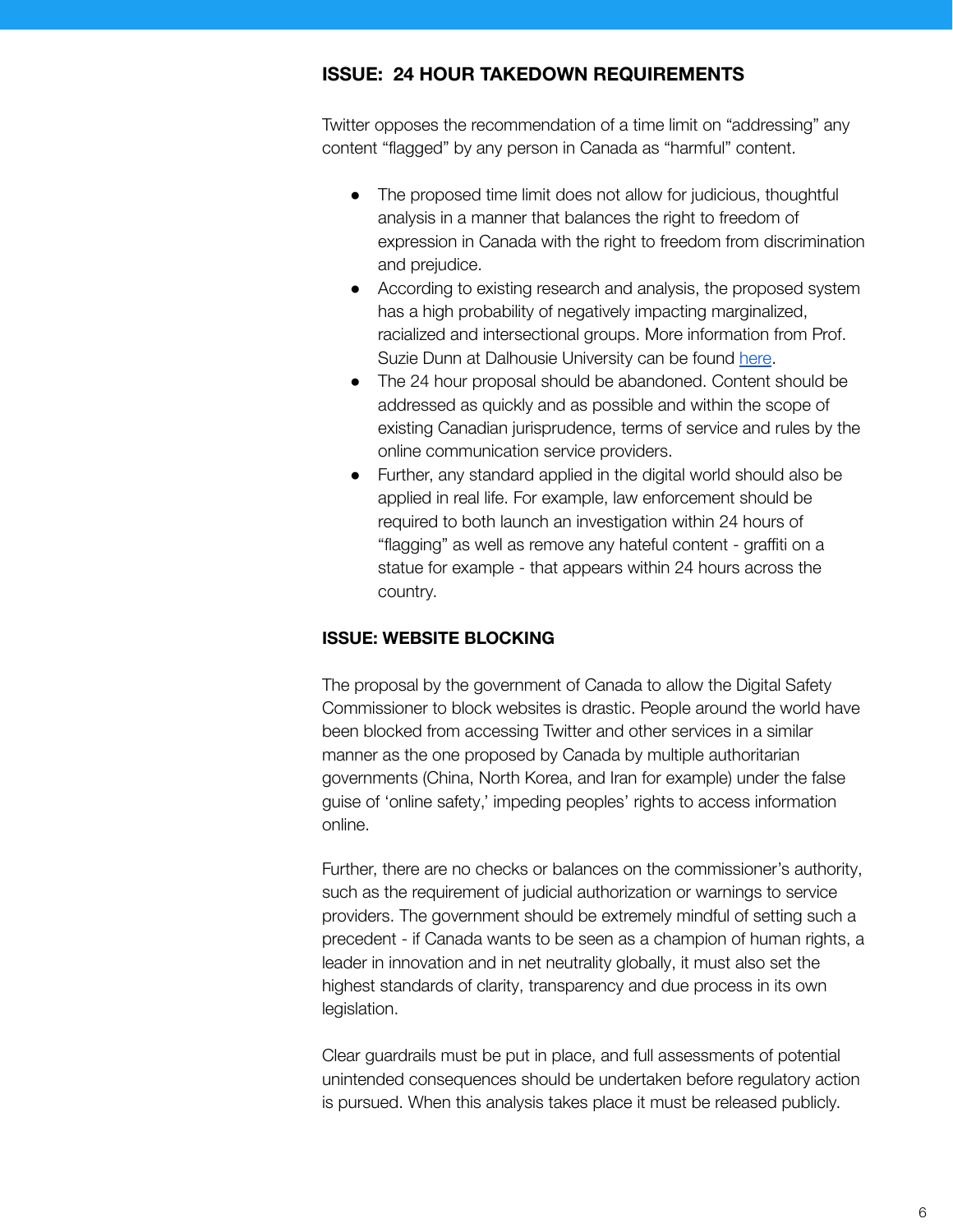## ISSUE: 24 HOUR TAKEDOWN REQUIREMENTS

Twitter opposes the recommendation of a time limit on "addressing" any content "flagged" by any person in Canada as "harmful" content.

- The proposed time limit does not allow for judicious, thoughtful analysis in a manner that balances the right to freedom of expression in Canada with the right to freedom from discrimination and prejudice.
- According to existing research and analysis, the proposed system has a high probability of negatively impacting marginalized, racialized and intersectional groups. More information from Prof. Suzie Dunn at Dalhousie University can be found here.
- The 24 hour proposal should be abandoned. Content should be addressed as quickly and as possible and within the scope of existing Canadian jurisprudence, terms of service and rules by the online communication service providers.
- Further, any standard applied in the digital world should also be applied in real life. For example, law enforcement should be required to both launch an investigation within 24 hours of "flagging" as well as remove any hateful content - graffiti on a statue for example - that appears within 24 hours across the country.

## ISSUE: WEBSITE BLOCKING

The proposal by the government of Canada to allow the Digital Safety Commissioner to block websites is drastic. People around the world have been blocked from accessing Twitter and other services in a similar manner as the one proposed by Canada by multiple authoritarian governments (China, North Korea, and Iran for example) under the false guise of 'online safety,' impeding peoples' rights to access information online.

Further, there are no checks or balances on the commissioner's authority, such as the requirement of judicial authorization or warnings to service providers. The government should be extremely mindful of setting such a precedent - if Canada wants to be seen as a champion of human rights, a leader in innovation and in net neutrality globally, it must also set the highest standards of clarity, transparency and due process in its own legislation.

Clear guardrails must be put in place, and full assessments of potential unintended consequences should be undertaken before regulatory action is pursued. When this analysis takes place it must be released publicly.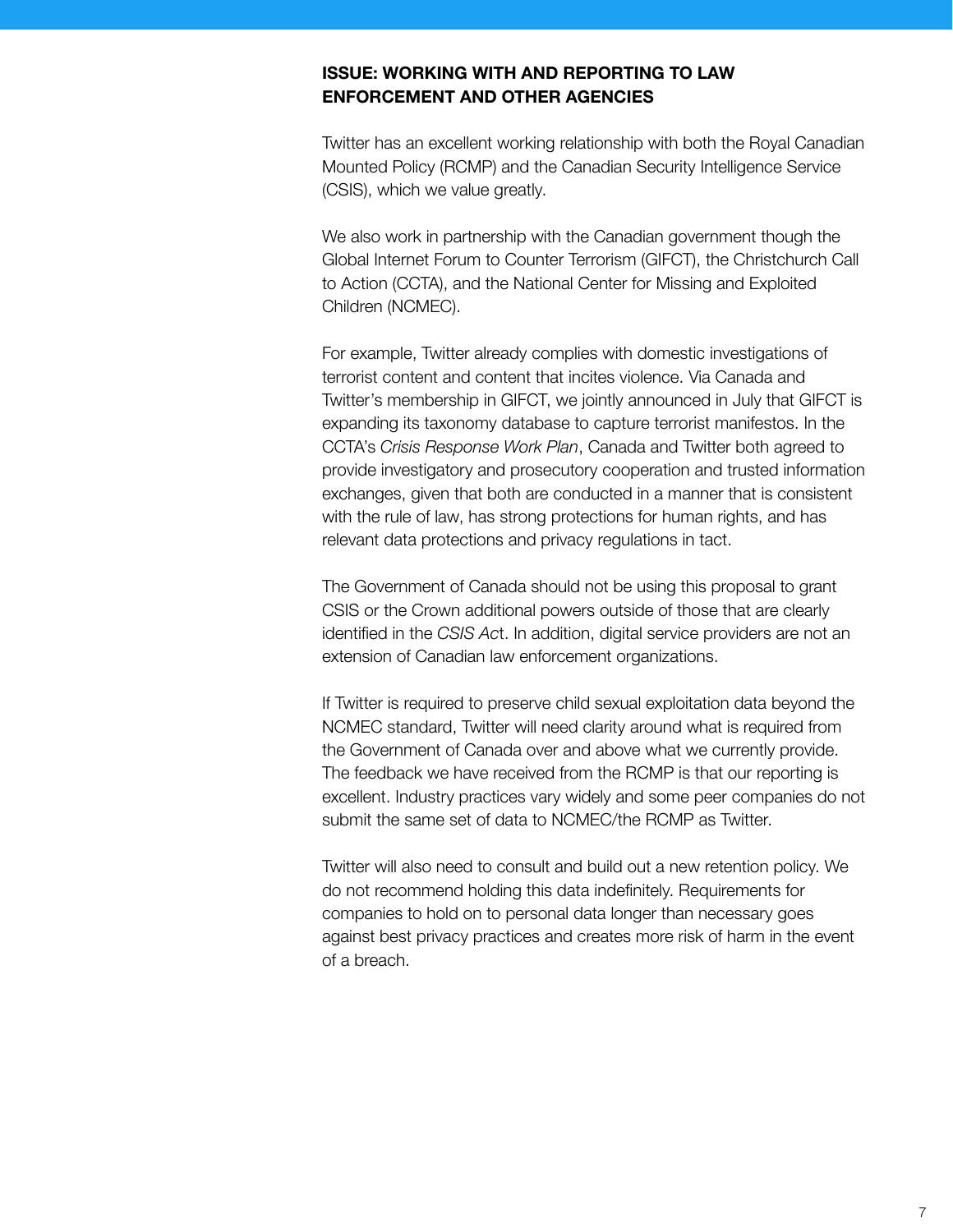## ISSUE: WORKING WITH AND REPORTING TO LAW ENFORCEMENT AND OTHER AGENCIES

Twitter has an excellent working relationship with both the Royal Canadian Mounted Policy (RCMP) and the Canadian Security Intelligence Service (CSIS), which we value greatly.

We also work in partnership with the Canadian government though the Global Internet Forum to Counter Terrorism (GIFCT), the Christchurch Call to Action (CCTA), and the National Center for Missing and Exploited Children (NCMEC).

For example, Twitter already complies with domestic investigations of terrorist content and content that incites violence. Via Canada and Twitter's membership in GIFCT, we jointly announced in July that GIFCT is expanding its taxonomy database to capture terrorist manifestos. In the CCTA's *Crisis Response Work Plan*, Canada and Twitter both agreed to provide investigatory and prosecutory cooperation and trusted information exchanges, given that both are conducted in a manner that is consistent with the rule of law, has strong protections for human rights, and has relevant data protections and privacy regulations in tact.

The Government of Canada should not be using this proposal to grant CSIS or the Crown additional powers outside of those that are clearly identified in the *CSIS Act*. In addition, digital service providers are not an extension of Canadian law enforcement organizations.

If Twitter is required to preserve child sexual exploitation data beyond the NCMEC standard, Twitter will need clarity around what is required from the Government of Canada over and above what we currently provide. The feedback we have received from the RCMP is that our reporting is excellent. Industry practices vary widely and some peer companies do not submit the same set of data to NCMEC/the RCMP as Twitter.

Twitter will also need to consult and build out a new retention policy. We do not recommend holding this data indefinitely. Requirements for companies to hold on to personal data longer than necessary goes against best privacy practices and creates more risk of harm in the event of a breach.